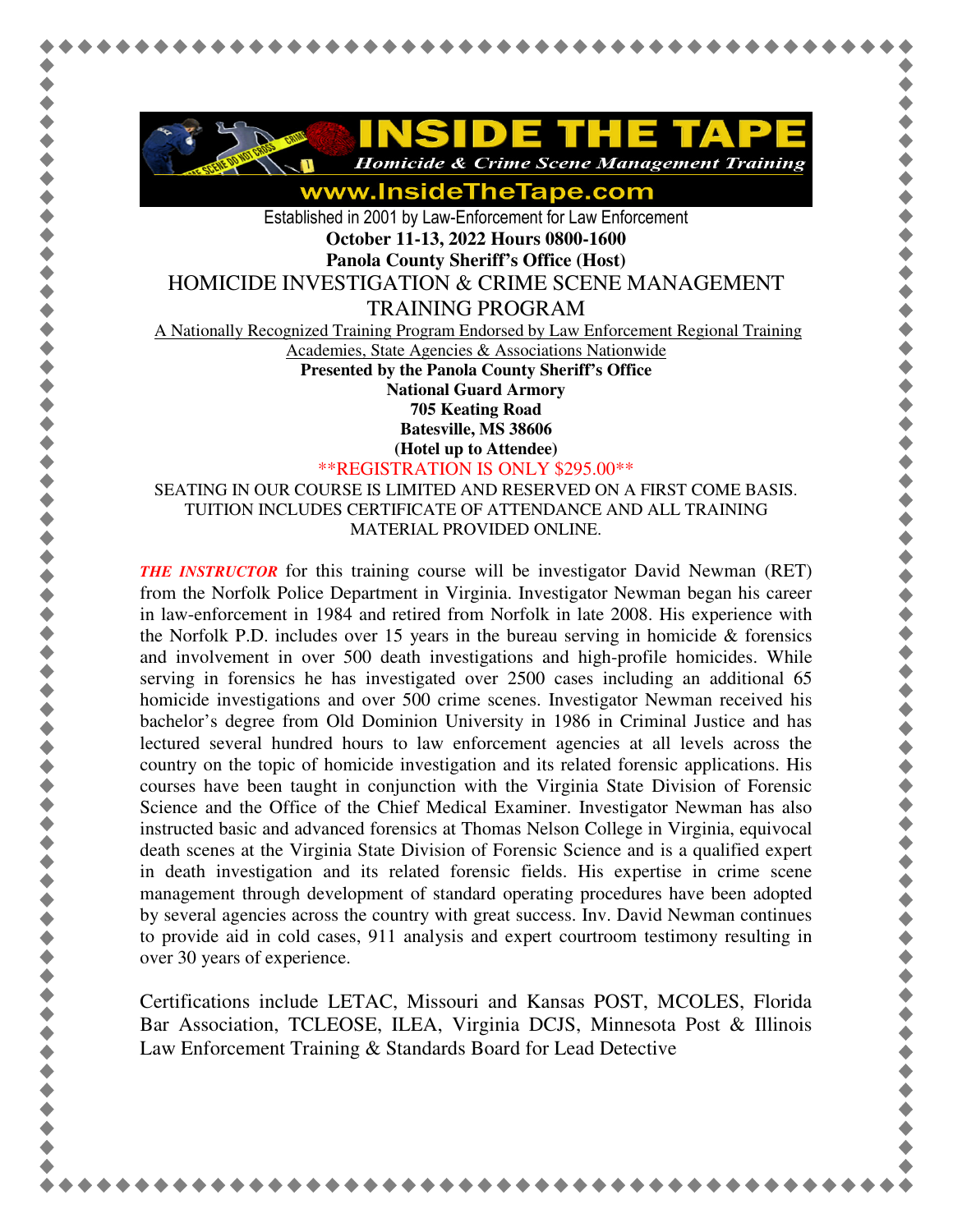# INSIDE THE TAPE

*Homicide & Crime Scene Management Training*

www.InsideTheTape.com

Established in 2001 by Law-Enforcement for Law Enforcement

**October 11-13, 2022 Hours 0800-1600**

**Panola County Sheriff's Office (Host)**

## HOMICIDE INVESTIGATION & CRIME SCENE MANAGEMENT TRAINING PROGRAM

A Nationally Recognized Training Program Endorsed by Law Enforcement Regional Training Academies, State Agencies & Associations Nationwide

**Presented by the Panola County Sheriff's Office**
**National Guard Armory**
**705 Keating Road**
**Batesville, MS 38606**
**(Hotel up to Attendee)**

**REGISTRATION IS ONLY $295.00**

SEATING IN OUR COURSE IS LIMITED AND RESERVED ON A FIRST COME BASIS. TUITION INCLUDES CERTIFICATE OF ATTENDANCE AND ALL TRAINING MATERIAL PROVIDED ONLINE.

***THE INSTRUCTOR*** for this training course will be investigator David Newman (RET) from the Norfolk Police Department in Virginia. Investigator Newman began his career in law-enforcement in 1984 and retired from Norfolk in late 2008. His experience with the Norfolk P.D. includes over 15 years in the bureau serving in homicide & forensics and involvement in over 500 death investigations and high-profile homicides. While serving in forensics he has investigated over 2500 cases including an additional 65 homicide investigations and over 500 crime scenes. Investigator Newman received his bachelor's degree from Old Dominion University in 1986 in Criminal Justice and has lectured several hundred hours to law enforcement agencies at all levels across the country on the topic of homicide investigation and its related forensic applications. His courses have been taught in conjunction with the Virginia State Division of Forensic Science and the Office of the Chief Medical Examiner. Investigator Newman has also instructed basic and advanced forensics at Thomas Nelson College in Virginia, equivocal death scenes at the Virginia State Division of Forensic Science and is a qualified expert in death investigation and its related forensic fields. His expertise in crime scene management through development of standard operating procedures have been adopted by several agencies across the country with great success. Inv. David Newman continues to provide aid in cold cases, 911 analysis and expert courtroom testimony resulting in over 30 years of experience.

Certifications include LETAC, Missouri and Kansas POST, MCOLES, Florida Bar Association, TCLEOSE, ILEA, Virginia DCJS, Minnesota Post & Illinois Law Enforcement Training & Standards Board for Lead Detective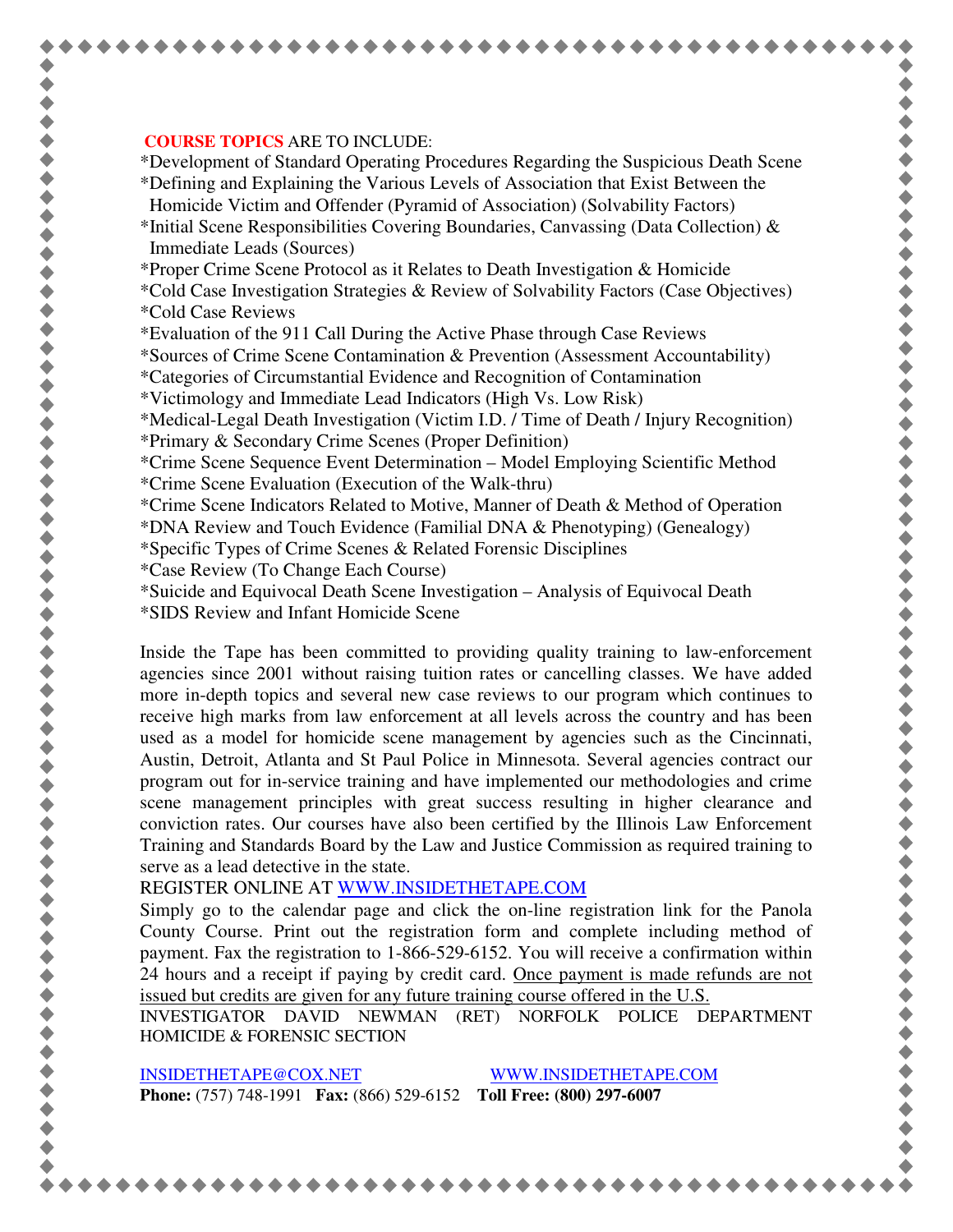**COURSE TOPICS** ARE TO INCLUDE:

*Development of Standard Operating Procedures Regarding the Suspicious Death Scene
*Defining and Explaining the Various Levels of Association that Exist Between the Homicide Victim and Offender (Pyramid of Association) (Solvability Factors)
*Initial Scene Responsibilities Covering Boundaries, Canvassing (Data Collection) & Immediate Leads (Sources)
*Proper Crime Scene Protocol as it Relates to Death Investigation & Homicide
*Cold Case Investigation Strategies & Review of Solvability Factors (Case Objectives)
*Cold Case Reviews
*Evaluation of the 911 Call During the Active Phase through Case Reviews
*Sources of Crime Scene Contamination & Prevention (Assessment Accountability)
*Categories of Circumstantial Evidence and Recognition of Contamination
*Victimology and Immediate Lead Indicators (High Vs. Low Risk)
*Medical-Legal Death Investigation (Victim I.D. / Time of Death / Injury Recognition)
*Primary & Secondary Crime Scenes (Proper Definition)
*Crime Scene Sequence Event Determination – Model Employing Scientific Method
*Crime Scene Evaluation (Execution of the Walk-thru)
*Crime Scene Indicators Related to Motive, Manner of Death & Method of Operation
*DNA Review and Touch Evidence (Familial DNA & Phenotyping) (Genealogy)
*Specific Types of Crime Scenes & Related Forensic Disciplines
*Case Review (To Change Each Course)
*Suicide and Equivocal Death Scene Investigation – Analysis of Equivocal Death
*SIDS Review and Infant Homicide Scene

Inside the Tape has been committed to providing quality training to law-enforcement agencies since 2001 without raising tuition rates or cancelling classes. We have added more in-depth topics and several new case reviews to our program which continues to receive high marks from law enforcement at all levels across the country and has been used as a model for homicide scene management by agencies such as the Cincinnati, Austin, Detroit, Atlanta and St Paul Police in Minnesota. Several agencies contract our program out for in-service training and have implemented our methodologies and crime scene management principles with great success resulting in higher clearance and conviction rates. Our courses have also been certified by the Illinois Law Enforcement Training and Standards Board by the Law and Justice Commission as required training to serve as a lead detective in the state.

REGISTER ONLINE AT [WWW.INSIDETHETAPE.COM](http://WWW.INSIDETHETAPE.COM)

Simply go to the calendar page and click the on-line registration link for the Panola County Course. Print out the registration form and complete including method of payment. Fax the registration to 1-866-529-6152. You will receive a confirmation within 24 hours and a receipt if paying by credit card. <u>Once payment is made refunds are not issued but credits are given for any future training course offered in the U.S.</u>

INVESTIGATOR DAVID NEWMAN (RET) NORFOLK POLICE DEPARTMENT HOMICIDE & FORENSIC SECTION

[INSIDETHETAPE@COX.NET](mailto:INSIDETHETAPE@COX.NET)    [WWW.INSIDETHETAPE.COM](http://WWW.INSIDETHETAPE.COM)

**Phone:** (757) 748-1991 **Fax:** (866) 529-6152 **Toll Free: (800) 297-6007**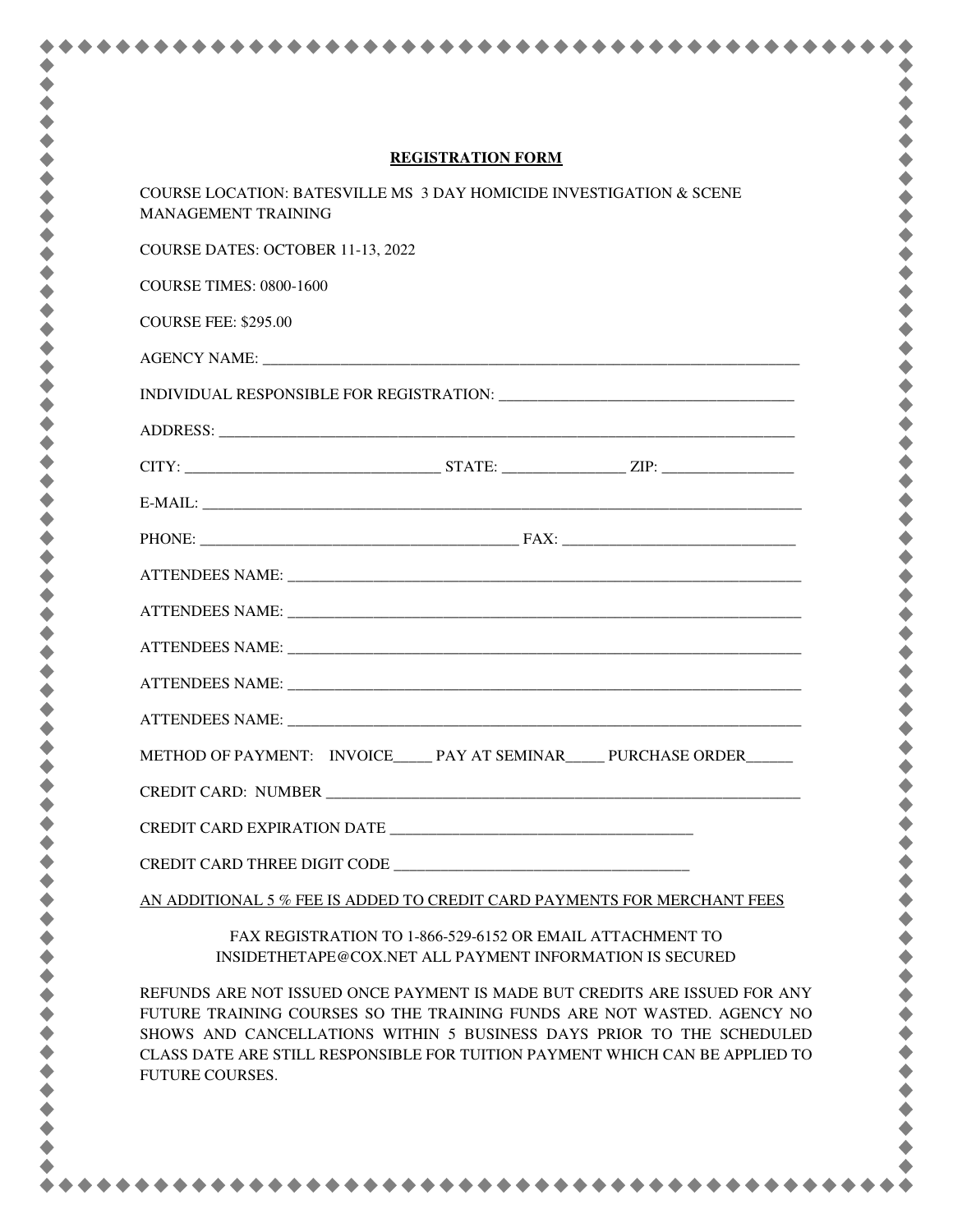## REGISTRATION FORM

COURSE LOCATION: BATESVILLE MS 3 DAY HOMICIDE INVESTIGATION & SCENE MANAGEMENT TRAINING

COURSE DATES: OCTOBER 11-13, 2022

COURSE TIMES: 0800-1600

COURSE FEE: $295.00

AGENCY NAME: ______________________________________________________________________

INDIVIDUAL RESPONSIBLE FOR REGISTRATION: _____________________________________

ADDRESS: __________________________________________________________________________

CITY: ________________________________ STATE: _______________ ZIP: ________________

E-MAIL: ____________________________________________________________________________

PHONE: ________________________________________ FAX: _____________________________

ATTENDEES NAME: __________________________________________________________________

ATTENDEES NAME: __________________________________________________________________

ATTENDEES NAME: __________________________________________________________________

ATTENDEES NAME: __________________________________________________________________

ATTENDEES NAME: __________________________________________________________________

METHOD OF PAYMENT: INVOICE_____ PAY AT SEMINAR_____ PURCHASE ORDER______

CREDIT CARD: NUMBER _______________________________________________________________

CREDIT CARD EXPIRATION DATE ______________________________________

CREDIT CARD THREE DIGIT CODE _____________________________________

AN ADDITIONAL 5 % FEE IS ADDED TO CREDIT CARD PAYMENTS FOR MERCHANT FEES

FAX REGISTRATION TO 1-866-529-6152 OR EMAIL ATTACHMENT TO INSIDETHETAPE@COX.NET ALL PAYMENT INFORMATION IS SECURED

REFUNDS ARE NOT ISSUED ONCE PAYMENT IS MADE BUT CREDITS ARE ISSUED FOR ANY FUTURE TRAINING COURSES SO THE TRAINING FUNDS ARE NOT WASTED. AGENCY NO SHOWS AND CANCELLATIONS WITHIN 5 BUSINESS DAYS PRIOR TO THE SCHEDULED CLASS DATE ARE STILL RESPONSIBLE FOR TUITION PAYMENT WHICH CAN BE APPLIED TO FUTURE COURSES.